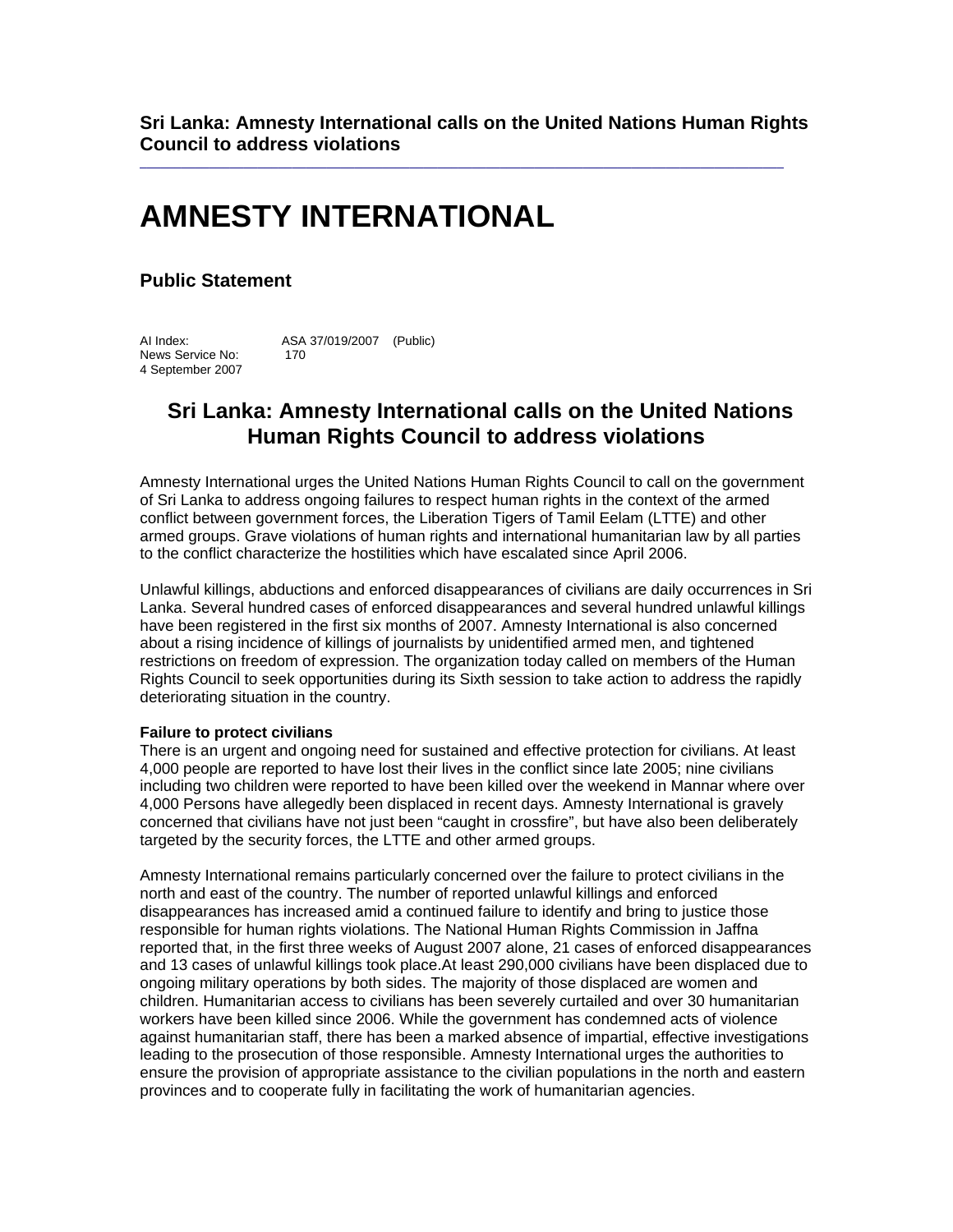**Sri Lanka: Amnesty International calls on the United Nations Human Rights Council to address violations**

# AMNESTY INTERNATIONAL

## Public Statement

AI Index: ASA 37/019/2007 (Public)
News Service No: 170
4 September 2007

## Sri Lanka: Amnesty International calls on the United Nations Human Rights Council to address violations

Amnesty International urges the United Nations Human Rights Council to call on the government of Sri Lanka to address ongoing failures to respect human rights in the context of the armed conflict between government forces, the Liberation Tigers of Tamil Eelam (LTTE) and other armed groups. Grave violations of human rights and international humanitarian law by all parties to the conflict characterize the hostilities which have escalated since April 2006.

Unlawful killings, abductions and enforced disappearances of civilians are daily occurrences in Sri Lanka. Several hundred cases of enforced disappearances and several hundred unlawful killings have been registered in the first six months of 2007. Amnesty International is also concerned about a rising incidence of killings of journalists by unidentified armed men, and tightened restrictions on freedom of expression. The organization today called on members of the Human Rights Council to seek opportunities during its Sixth session to take action to address the rapidly deteriorating situation in the country.

**Failure to protect civilians**

There is an urgent and ongoing need for sustained and effective protection for civilians. At least 4,000 people are reported to have lost their lives in the conflict since late 2005; nine civilians including two children were reported to have been killed over the weekend in Mannar where over 4,000 Persons have allegedly been displaced in recent days. Amnesty International is gravely concerned that civilians have not just been "caught in crossfire", but have also been deliberately targeted by the security forces, the LTTE and other armed groups.

Amnesty International remains particularly concerned over the failure to protect civilians in the north and east of the country. The number of reported unlawful killings and enforced disappearances has increased amid a continued failure to identify and bring to justice those responsible for human rights violations. The National Human Rights Commission in Jaffna reported that, in the first three weeks of August 2007 alone, 21 cases of enforced disappearances and 13 cases of unlawful killings took place.At least 290,000 civilians have been displaced due to ongoing military operations by both sides. The majority of those displaced are women and children. Humanitarian access to civilians has been severely curtailed and over 30 humanitarian workers have been killed since 2006. While the government has condemned acts of violence against humanitarian staff, there has been a marked absence of impartial, effective investigations leading to the prosecution of those responsible. Amnesty International urges the authorities to ensure the provision of appropriate assistance to the civilian populations in the north and eastern provinces and to cooperate fully in facilitating the work of humanitarian agencies.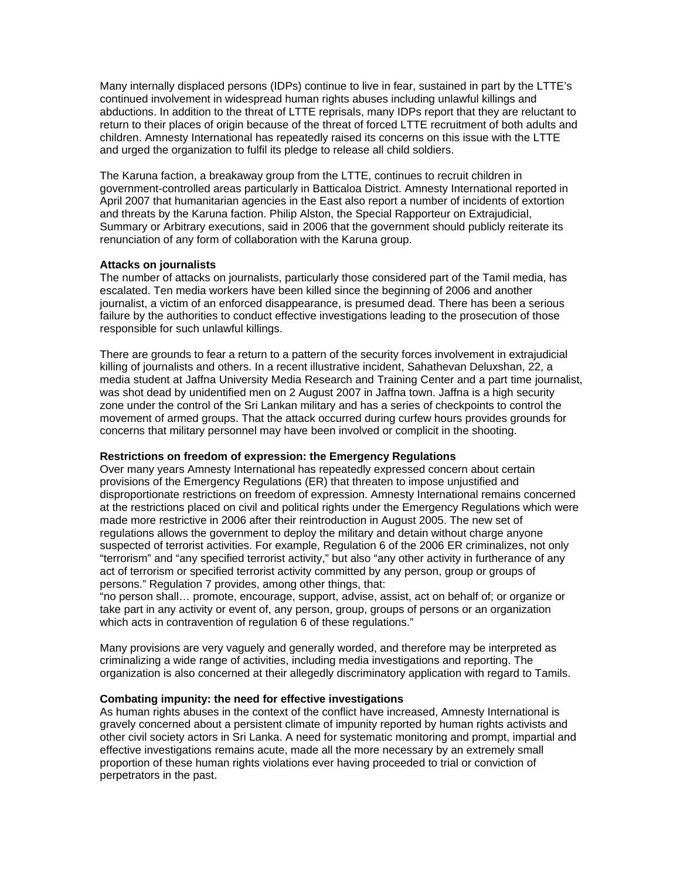Many internally displaced persons (IDPs) continue to live in fear, sustained in part by the LTTE's continued involvement in widespread human rights abuses including unlawful killings and abductions. In addition to the threat of LTTE reprisals, many IDPs report that they are reluctant to return to their places of origin because of the threat of forced LTTE recruitment of both adults and children. Amnesty International has repeatedly raised its concerns on this issue with the LTTE and urged the organization to fulfil its pledge to release all child soldiers.

The Karuna faction, a breakaway group from the LTTE, continues to recruit children in government-controlled areas particularly in Batticaloa District. Amnesty International reported in April 2007 that humanitarian agencies in the East also report a number of incidents of extortion and threats by the Karuna faction. Philip Alston, the Special Rapporteur on Extrajudicial, Summary or Arbitrary executions, said in 2006 that the government should publicly reiterate its renunciation of any form of collaboration with the Karuna group.

**Attacks on journalists**

The number of attacks on journalists, particularly those considered part of the Tamil media, has escalated. Ten media workers have been killed since the beginning of 2006 and another journalist, a victim of an enforced disappearance, is presumed dead. There has been a serious failure by the authorities to conduct effective investigations leading to the prosecution of those responsible for such unlawful killings.

There are grounds to fear a return to a pattern of the security forces involvement in extrajudicial killing of journalists and others. In a recent illustrative incident, Sahathevan Deluxshan, 22, a media student at Jaffna University Media Research and Training Center and a part time journalist, was shot dead by unidentified men on 2 August 2007 in Jaffna town. Jaffna is a high security zone under the control of the Sri Lankan military and has a series of checkpoints to control the movement of armed groups. That the attack occurred during curfew hours provides grounds for concerns that military personnel may have been involved or complicit in the shooting.

**Restrictions on freedom of expression: the Emergency Regulations**

Over many years Amnesty International has repeatedly expressed concern about certain provisions of the Emergency Regulations (ER) that threaten to impose unjustified and disproportionate restrictions on freedom of expression. Amnesty International remains concerned at the restrictions placed on civil and political rights under the Emergency Regulations which were made more restrictive in 2006 after their reintroduction in August 2005. The new set of regulations allows the government to deploy the military and detain without charge anyone suspected of terrorist activities. For example, Regulation 6 of the 2006 ER criminalizes, not only "terrorism" and "any specified terrorist activity," but also "any other activity in furtherance of any act of terrorism or specified terrorist activity committed by any person, group or groups of persons." Regulation 7 provides, among other things, that:

"no person shall… promote, encourage, support, advise, assist, act on behalf of; or organize or take part in any activity or event of, any person, group, groups of persons or an organization which acts in contravention of regulation 6 of these regulations."

Many provisions are very vaguely and generally worded, and therefore may be interpreted as criminalizing a wide range of activities, including media investigations and reporting. The organization is also concerned at their allegedly discriminatory application with regard to Tamils.

**Combating impunity: the need for effective investigations**

As human rights abuses in the context of the conflict have increased, Amnesty International is gravely concerned about a persistent climate of impunity reported by human rights activists and other civil society actors in Sri Lanka. A need for systematic monitoring and prompt, impartial and effective investigations remains acute, made all the more necessary by an extremely small proportion of these human rights violations ever having proceeded to trial or conviction of perpetrators in the past.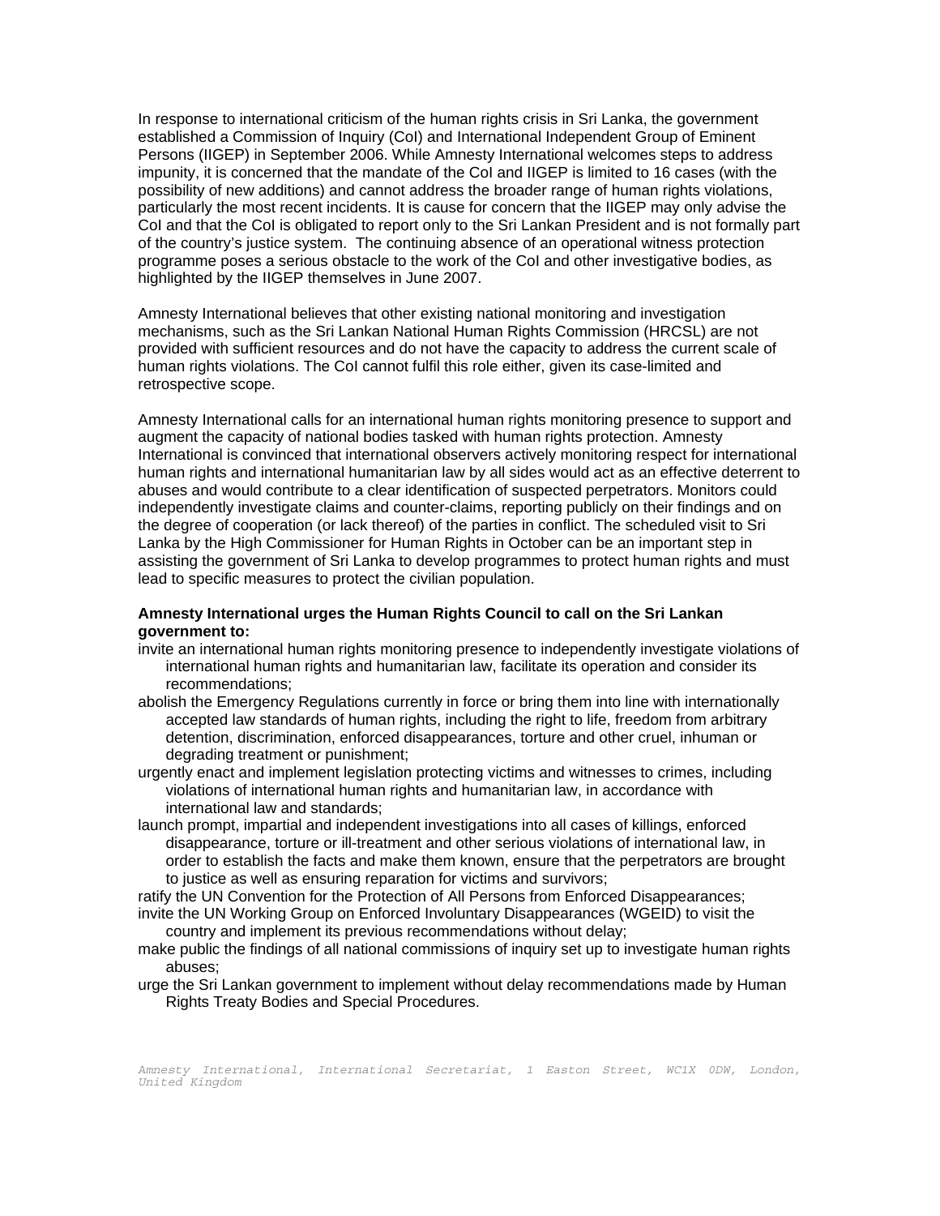In response to international criticism of the human rights crisis in Sri Lanka, the government established a Commission of Inquiry (CoI) and International Independent Group of Eminent Persons (IIGEP) in September 2006. While Amnesty International welcomes steps to address impunity, it is concerned that the mandate of the CoI and IIGEP is limited to 16 cases (with the possibility of new additions) and cannot address the broader range of human rights violations, particularly the most recent incidents. It is cause for concern that the IIGEP may only advise the CoI and that the CoI is obligated to report only to the Sri Lankan President and is not formally part of the country's justice system. The continuing absence of an operational witness protection programme poses a serious obstacle to the work of the CoI and other investigative bodies, as highlighted by the IIGEP themselves in June 2007.

Amnesty International believes that other existing national monitoring and investigation mechanisms, such as the Sri Lankan National Human Rights Commission (HRCSL) are not provided with sufficient resources and do not have the capacity to address the current scale of human rights violations. The CoI cannot fulfil this role either, given its case-limited and retrospective scope.

Amnesty International calls for an international human rights monitoring presence to support and augment the capacity of national bodies tasked with human rights protection. Amnesty International is convinced that international observers actively monitoring respect for international human rights and international humanitarian law by all sides would act as an effective deterrent to abuses and would contribute to a clear identification of suspected perpetrators. Monitors could independently investigate claims and counter-claims, reporting publicly on their findings and on the degree of cooperation (or lack thereof) of the parties in conflict. The scheduled visit to Sri Lanka by the High Commissioner for Human Rights in October can be an important step in assisting the government of Sri Lanka to develop programmes to protect human rights and must lead to specific measures to protect the civilian population.

**Amnesty International urges the Human Rights Council to call on the Sri Lankan government to:**

- invite an international human rights monitoring presence to independently investigate violations of international human rights and humanitarian law, facilitate its operation and consider its recommendations;
- abolish the Emergency Regulations currently in force or bring them into line with internationally accepted law standards of human rights, including the right to life, freedom from arbitrary detention, discrimination, enforced disappearances, torture and other cruel, inhuman or degrading treatment or punishment;
- urgently enact and implement legislation protecting victims and witnesses to crimes, including violations of international human rights and humanitarian law, in accordance with international law and standards;
- launch prompt, impartial and independent investigations into all cases of killings, enforced disappearance, torture or ill-treatment and other serious violations of international law, in order to establish the facts and make them known, ensure that the perpetrators are brought to justice as well as ensuring reparation for victims and survivors;
- ratify the UN Convention for the Protection of All Persons from Enforced Disappearances;
- invite the UN Working Group on Enforced Involuntary Disappearances (WGEID) to visit the country and implement its previous recommendations without delay;
- make public the findings of all national commissions of inquiry set up to investigate human rights abuses;
- urge the Sri Lankan government to implement without delay recommendations made by Human Rights Treaty Bodies and Special Procedures.